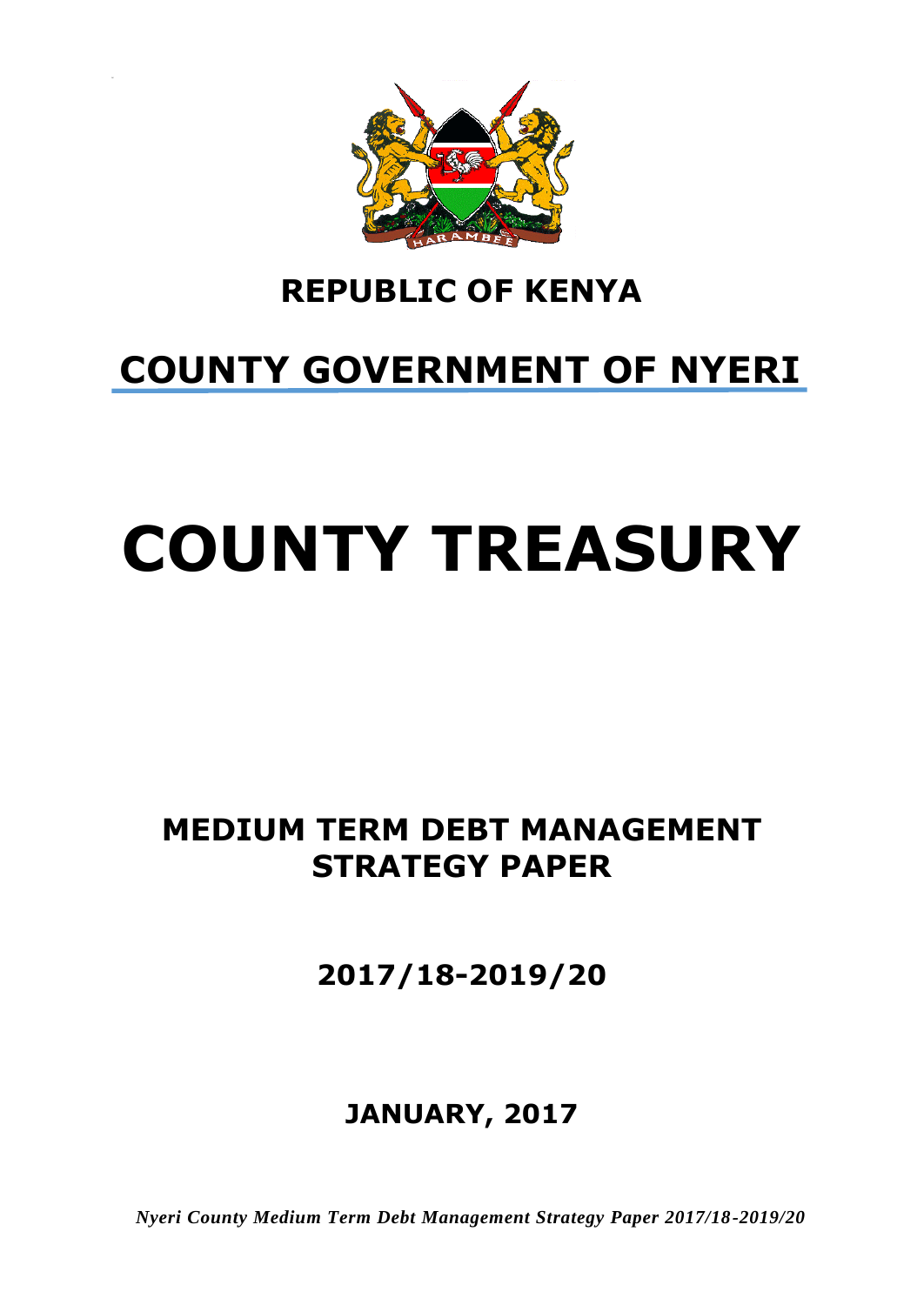# REPUBLIC OF KENYA

# COUNTY GOVERNMENT OF NYERI

# COUNTY TREASURY

## MEDIUM TERM DEBT MANAGEMENT STRATEGY PAPER

## 2017/18-2019/20

## JANUARY, 2017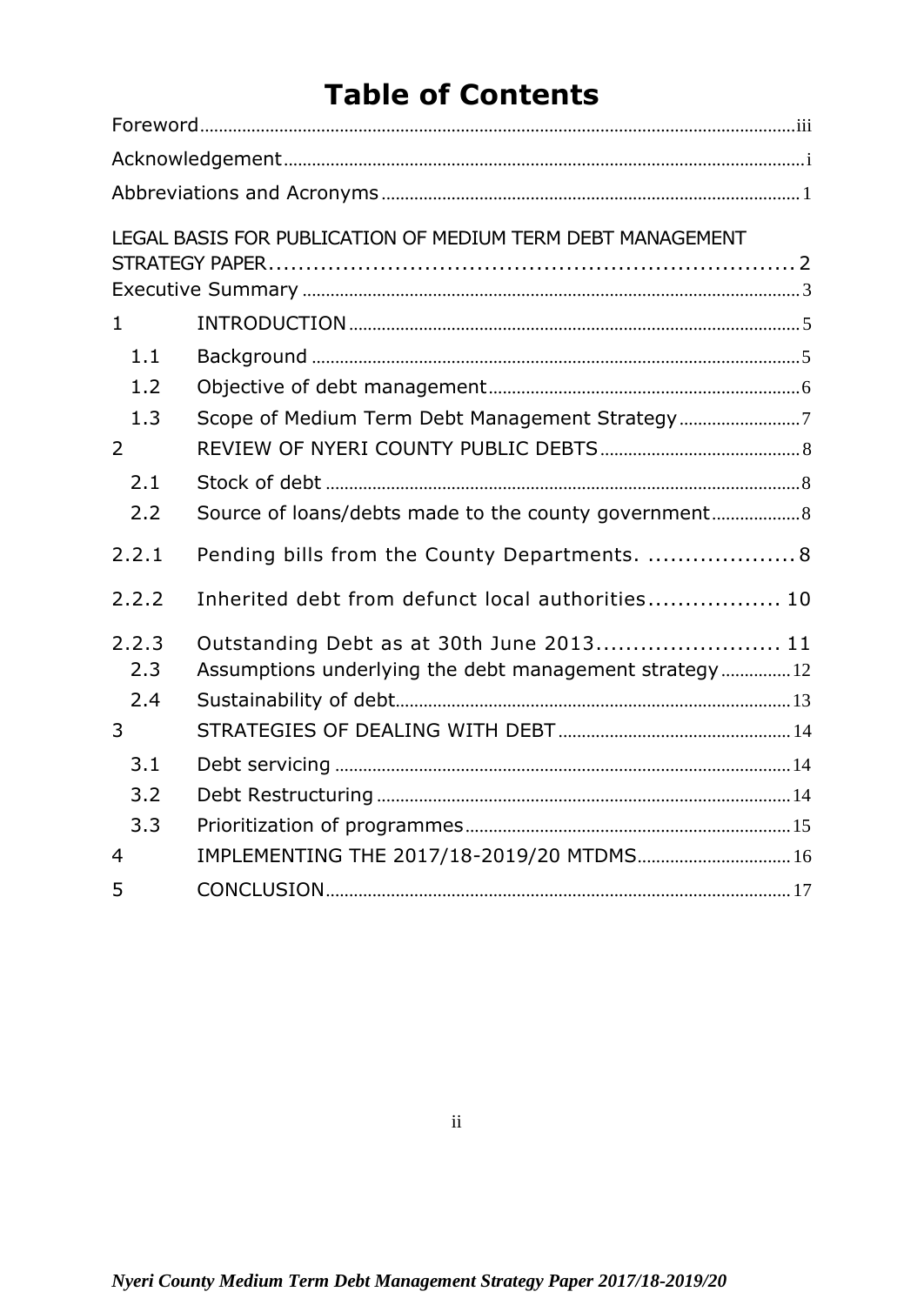# Table of Contents

Foreword....iii

Acknowledgement....i

Abbreviations and Acronyms....1

LEGAL BASIS FOR PUBLICATION OF MEDIUM TERM DEBT MANAGEMENT STRATEGY PAPER....2

Executive Summary....3

1 INTRODUCTION....5

- 1.1 Background....5
- 1.2 Objective of debt management....6
- 1.3 Scope of Medium Term Debt Management Strategy....7

2 REVIEW OF NYERI COUNTY PUBLIC DEBTS....8

- 2.1 Stock of debt....8
- 2.2 Source of loans/debts made to the county government....8

2.2.1 Pending bills from the County Departments. ....8

2.2.2 Inherited debt from defunct local authorities....10

2.2.3 Outstanding Debt as at 30th June 2013....11

- 2.3 Assumptions underlying the debt management strategy....12
- 2.4 Sustainability of debt....13

3 STRATEGIES OF DEALING WITH DEBT....14

- 3.1 Debt servicing....14
- 3.2 Debt Restructuring....14
- 3.3 Prioritization of programmes....15

4 IMPLEMENTING THE 2017/18-2019/20 MTDMS....16

5 CONCLUSION....17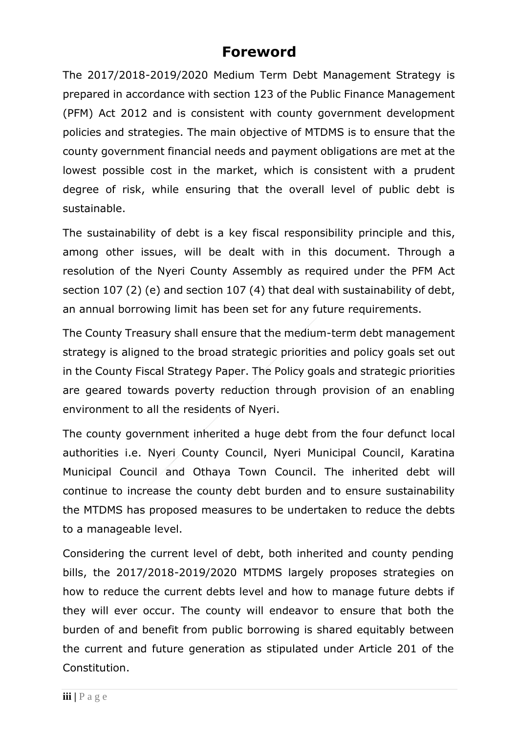# Foreword

The 2017/2018-2019/2020 Medium Term Debt Management Strategy is prepared in accordance with section 123 of the Public Finance Management (PFM) Act 2012 and is consistent with county government development policies and strategies. The main objective of MTDMS is to ensure that the county government financial needs and payment obligations are met at the lowest possible cost in the market, which is consistent with a prudent degree of risk, while ensuring that the overall level of public debt is sustainable.

The sustainability of debt is a key fiscal responsibility principle and this, among other issues, will be dealt with in this document. Through a resolution of the Nyeri County Assembly as required under the PFM Act section 107 (2) (e) and section 107 (4) that deal with sustainability of debt, an annual borrowing limit has been set for any future requirements.

The County Treasury shall ensure that the medium-term debt management strategy is aligned to the broad strategic priorities and policy goals set out in the County Fiscal Strategy Paper. The Policy goals and strategic priorities are geared towards poverty reduction through provision of an enabling environment to all the residents of Nyeri.

The county government inherited a huge debt from the four defunct local authorities i.e. Nyeri County Council, Nyeri Municipal Council, Karatina Municipal Council and Othaya Town Council. The inherited debt will continue to increase the county debt burden and to ensure sustainability the MTDMS has proposed measures to be undertaken to reduce the debts to a manageable level.

Considering the current level of debt, both inherited and county pending bills, the 2017/2018-2019/2020 MTDMS largely proposes strategies on how to reduce the current debts level and how to manage future debts if they will ever occur. The county will endeavor to ensure that both the burden of and benefit from public borrowing is shared equitably between the current and future generation as stipulated under Article 201 of the Constitution.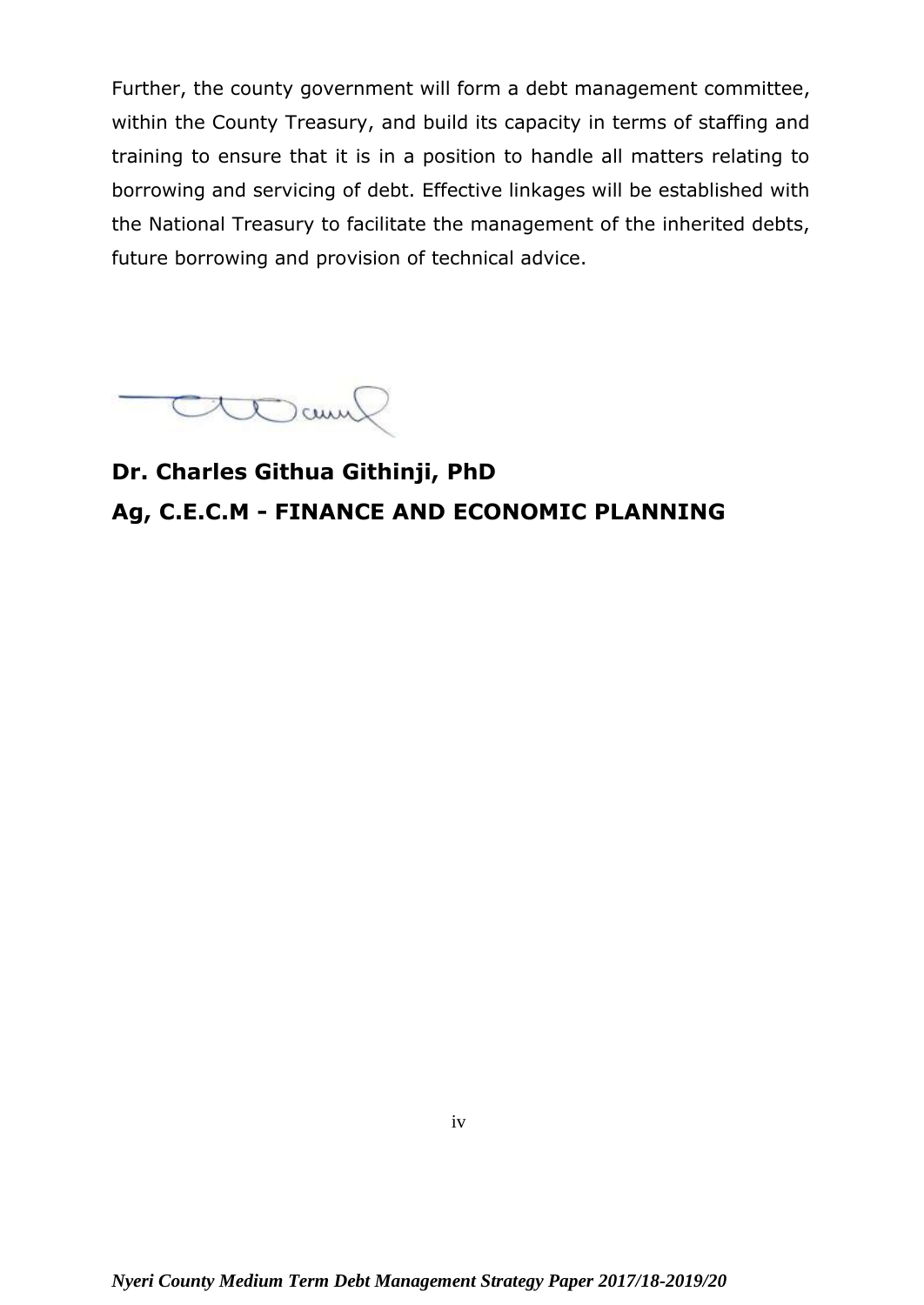Further, the county government will form a debt management committee, within the County Treasury, and build its capacity in terms of staffing and training to ensure that it is in a position to handle all matters relating to borrowing and servicing of debt. Effective linkages will be established with the National Treasury to facilitate the management of the inherited debts, future borrowing and provision of technical advice.

**Dr. Charles Githua Githinji, PhD**

**Ag, C.E.C.M - FINANCE AND ECONOMIC PLANNING**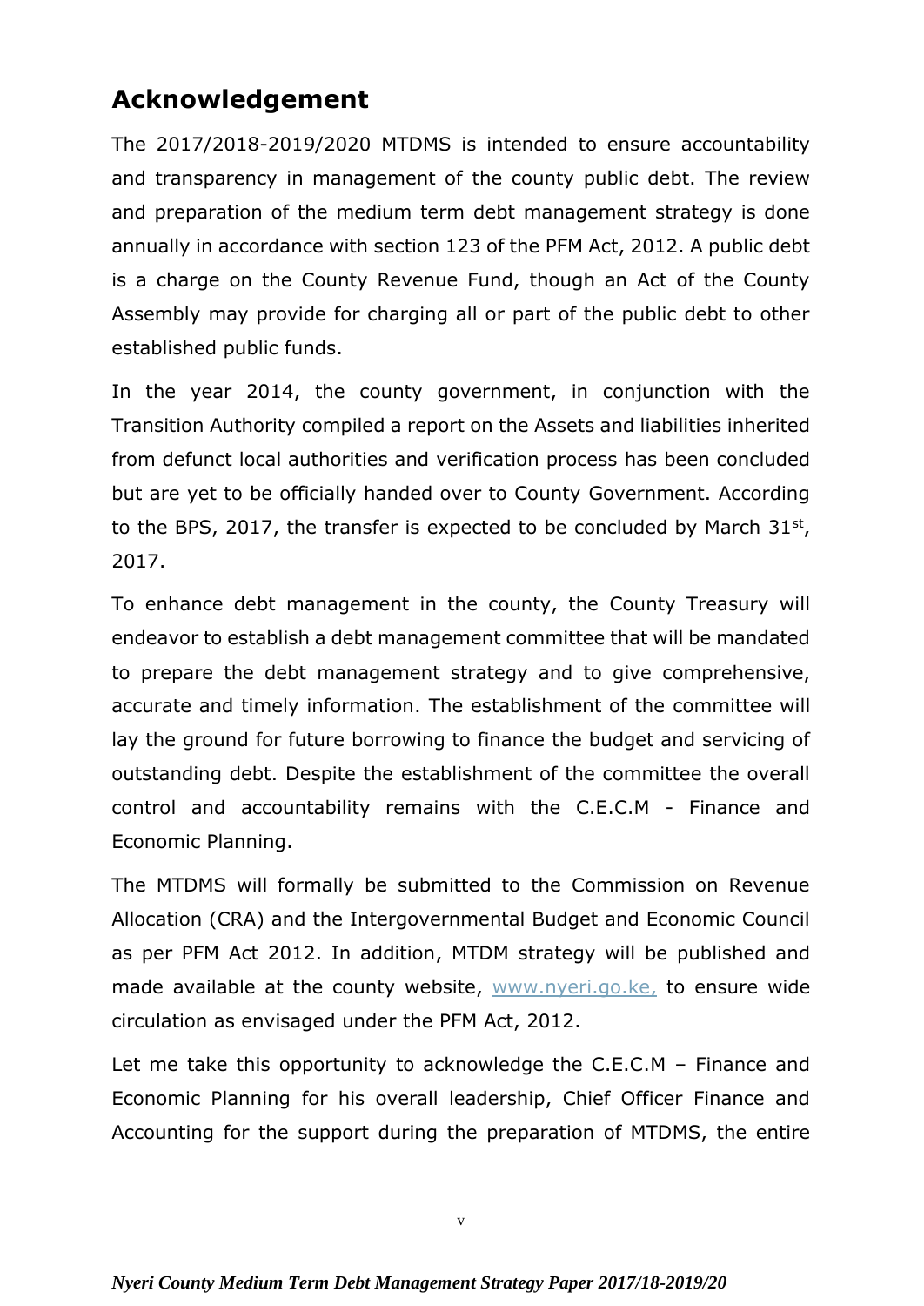## Acknowledgement

The 2017/2018-2019/2020 MTDMS is intended to ensure accountability and transparency in management of the county public debt. The review and preparation of the medium term debt management strategy is done annually in accordance with section 123 of the PFM Act, 2012. A public debt is a charge on the County Revenue Fund, though an Act of the County Assembly may provide for charging all or part of the public debt to other established public funds.

In the year 2014, the county government, in conjunction with the Transition Authority compiled a report on the Assets and liabilities inherited from defunct local authorities and verification process has been concluded but are yet to be officially handed over to County Government. According to the BPS, 2017, the transfer is expected to be concluded by March 31st, 2017.

To enhance debt management in the county, the County Treasury will endeavor to establish a debt management committee that will be mandated to prepare the debt management strategy and to give comprehensive, accurate and timely information. The establishment of the committee will lay the ground for future borrowing to finance the budget and servicing of outstanding debt. Despite the establishment of the committee the overall control and accountability remains with the C.E.C.M - Finance and Economic Planning.

The MTDMS will formally be submitted to the Commission on Revenue Allocation (CRA) and the Intergovernmental Budget and Economic Council as per PFM Act 2012. In addition, MTDM strategy will be published and made available at the county website, www.nyeri.go.ke, to ensure wide circulation as envisaged under the PFM Act, 2012.

Let me take this opportunity to acknowledge the C.E.C.M – Finance and Economic Planning for his overall leadership, Chief Officer Finance and Accounting for the support during the preparation of MTDMS, the entire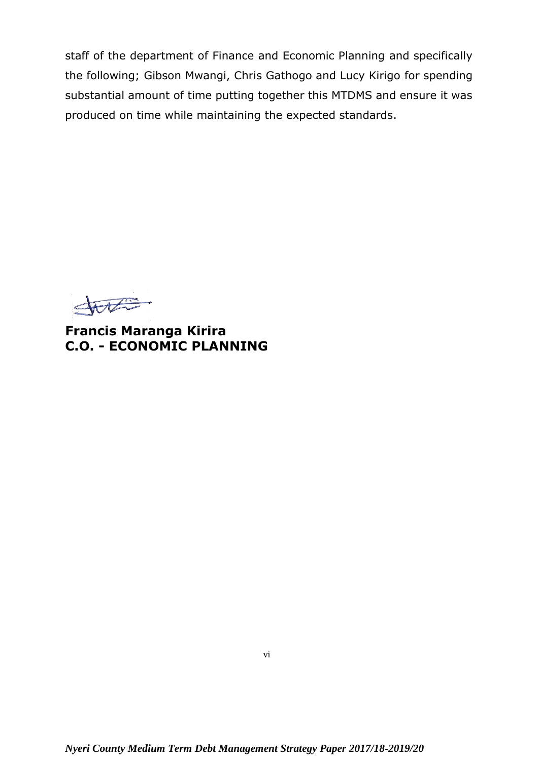staff of the department of Finance and Economic Planning and specifically the following; Gibson Mwangi, Chris Gathogo and Lucy Kirigo for spending substantial amount of time putting together this MTDMS and ensure it was produced on time while maintaining the expected standards.

**Francis Maranga Kirira**
**C.O. - ECONOMIC PLANNING**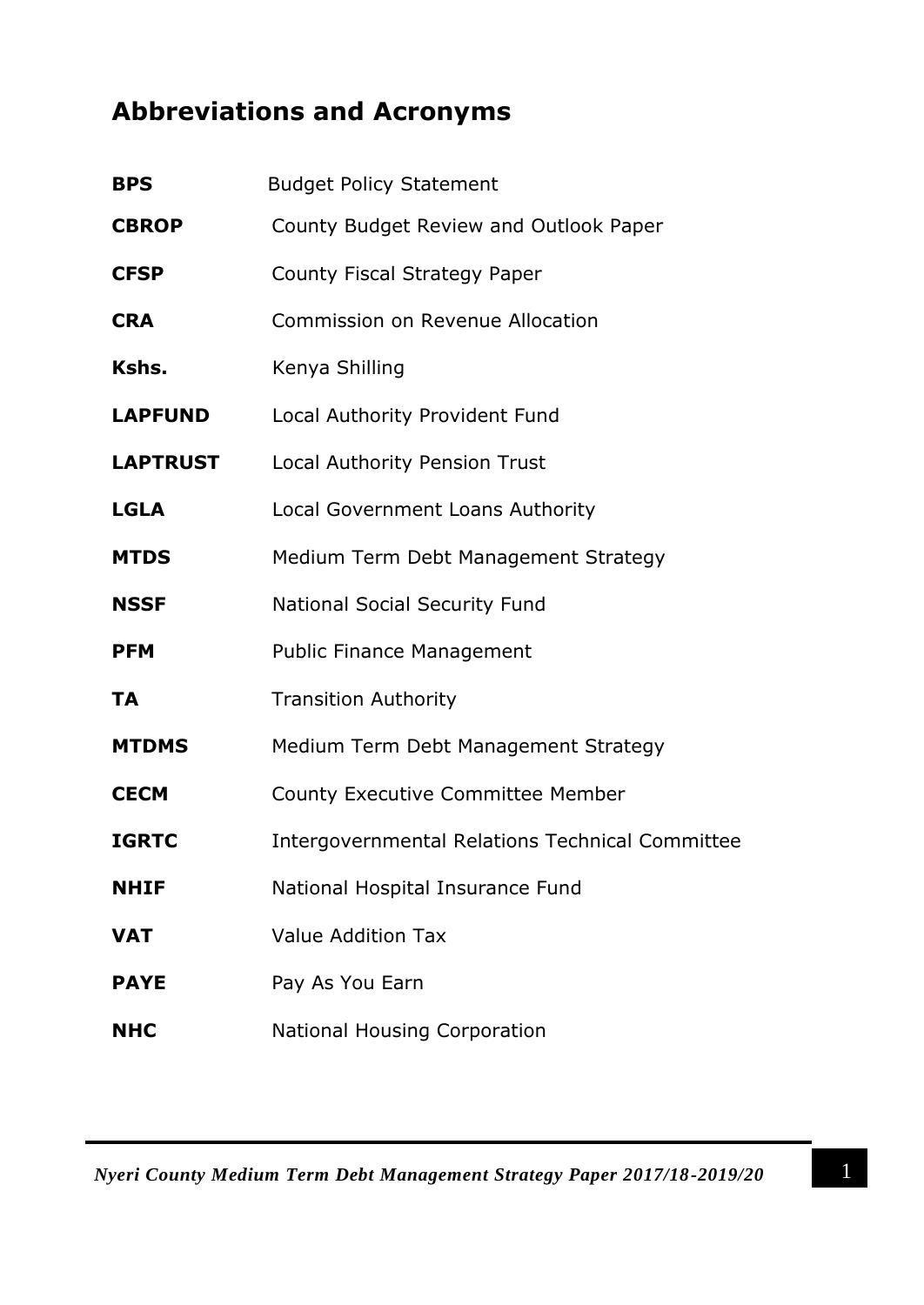## Abbreviations and Acronyms

| | |
|---|---|
| **BPS** | Budget Policy Statement |
| **CBROP** | County Budget Review and Outlook Paper |
| **CFSP** | County Fiscal Strategy Paper |
| **CRA** | Commission on Revenue Allocation |
| **Kshs.** | Kenya Shilling |
| **LAPFUND** | Local Authority Provident Fund |
| **LAPTRUST** | Local Authority Pension Trust |
| **LGLA** | Local Government Loans Authority |
| **MTDS** | Medium Term Debt Management Strategy |
| **NSSF** | National Social Security Fund |
| **PFM** | Public Finance Management |
| **TA** | Transition Authority |
| **MTDMS** | Medium Term Debt Management Strategy |
| **CECM** | County Executive Committee Member |
| **IGRTC** | Intergovernmental Relations Technical Committee |
| **NHIF** | National Hospital Insurance Fund |
| **VAT** | Value Addition Tax |
| **PAYE** | Pay As You Earn |
| **NHC** | National Housing Corporation |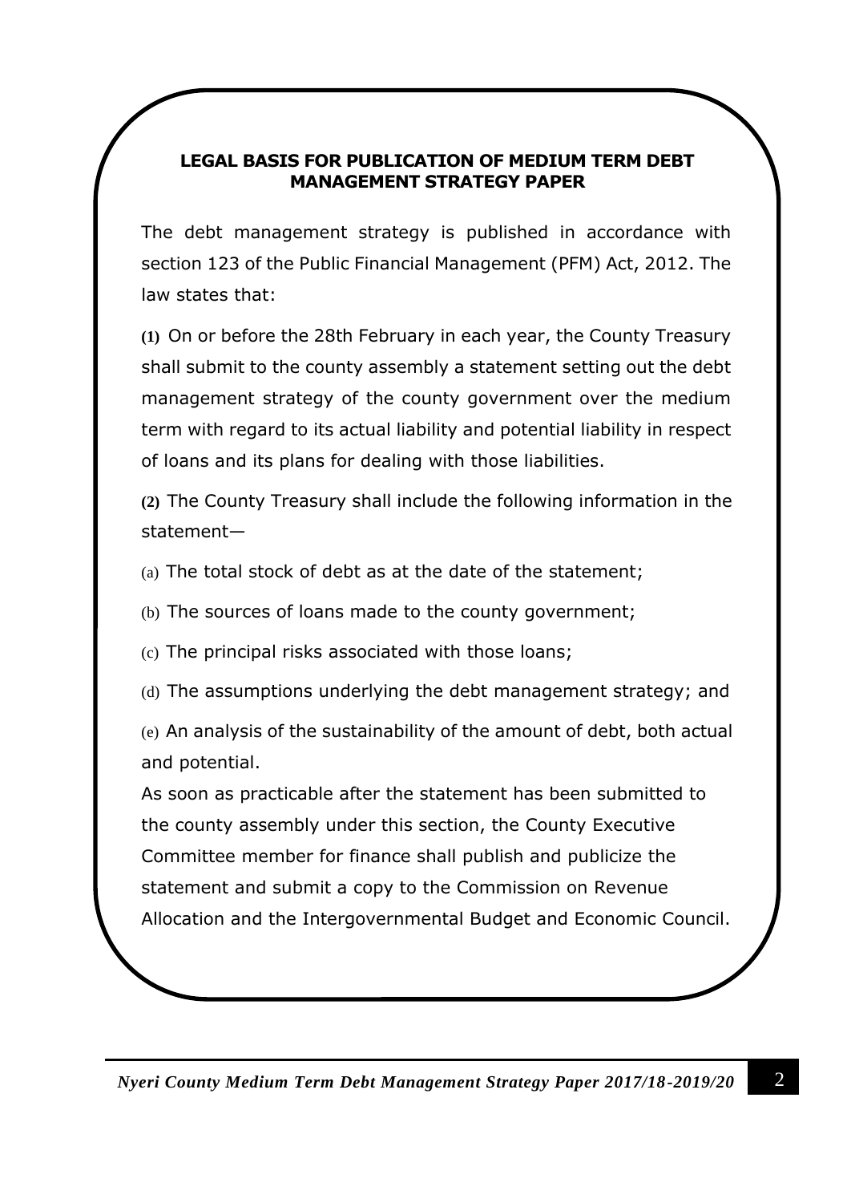## LEGAL BASIS FOR PUBLICATION OF MEDIUM TERM DEBT MANAGEMENT STRATEGY PAPER

The debt management strategy is published in accordance with section 123 of the Public Financial Management (PFM) Act, 2012. The law states that:

**(1)** On or before the 28th February in each year, the County Treasury shall submit to the county assembly a statement setting out the debt management strategy of the county government over the medium term with regard to its actual liability and potential liability in respect of loans and its plans for dealing with those liabilities.

**(2)** The County Treasury shall include the following information in the statement—

(a) The total stock of debt as at the date of the statement;

(b) The sources of loans made to the county government;

(c) The principal risks associated with those loans;

(d) The assumptions underlying the debt management strategy; and

(e) An analysis of the sustainability of the amount of debt, both actual and potential.

As soon as practicable after the statement has been submitted to the county assembly under this section, the County Executive Committee member for finance shall publish and publicize the statement and submit a copy to the Commission on Revenue Allocation and the Intergovernmental Budget and Economic Council.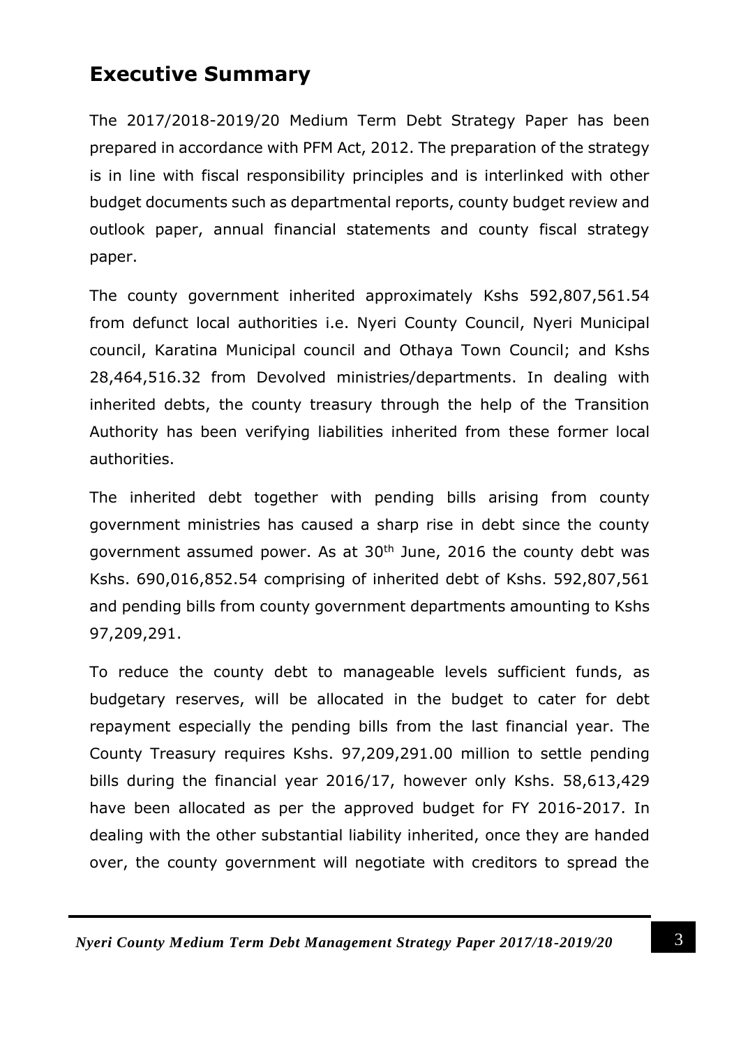# Executive Summary

The 2017/2018-2019/20 Medium Term Debt Strategy Paper has been prepared in accordance with PFM Act, 2012. The preparation of the strategy is in line with fiscal responsibility principles and is interlinked with other budget documents such as departmental reports, county budget review and outlook paper, annual financial statements and county fiscal strategy paper.

The county government inherited approximately Kshs 592,807,561.54 from defunct local authorities i.e. Nyeri County Council, Nyeri Municipal council, Karatina Municipal council and Othaya Town Council; and Kshs 28,464,516.32 from Devolved ministries/departments. In dealing with inherited debts, the county treasury through the help of the Transition Authority has been verifying liabilities inherited from these former local authorities.

The inherited debt together with pending bills arising from county government ministries has caused a sharp rise in debt since the county government assumed power. As at 30th June, 2016 the county debt was Kshs. 690,016,852.54 comprising of inherited debt of Kshs. 592,807,561 and pending bills from county government departments amounting to Kshs 97,209,291.

To reduce the county debt to manageable levels sufficient funds, as budgetary reserves, will be allocated in the budget to cater for debt repayment especially the pending bills from the last financial year. The County Treasury requires Kshs. 97,209,291.00 million to settle pending bills during the financial year 2016/17, however only Kshs. 58,613,429 have been allocated as per the approved budget for FY 2016-2017. In dealing with the other substantial liability inherited, once they are handed over, the county government will negotiate with creditors to spread the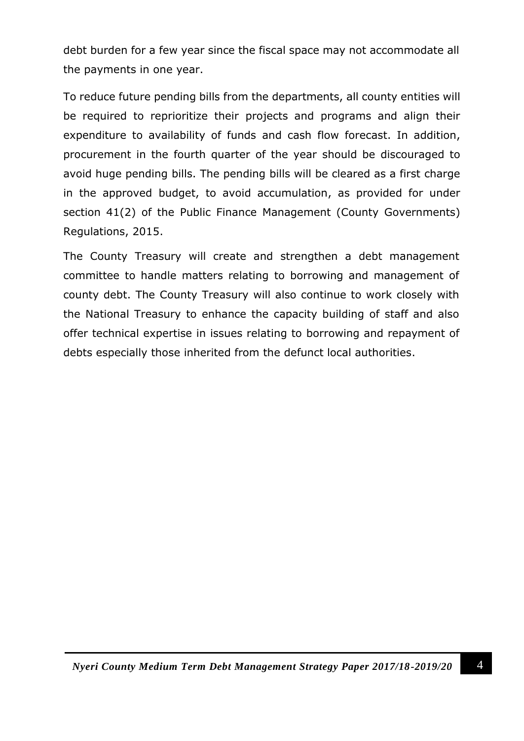debt burden for a few year since the fiscal space may not accommodate all the payments in one year.

To reduce future pending bills from the departments, all county entities will be required to reprioritize their projects and programs and align their expenditure to availability of funds and cash flow forecast. In addition, procurement in the fourth quarter of the year should be discouraged to avoid huge pending bills. The pending bills will be cleared as a first charge in the approved budget, to avoid accumulation, as provided for under section 41(2) of the Public Finance Management (County Governments) Regulations, 2015.

The County Treasury will create and strengthen a debt management committee to handle matters relating to borrowing and management of county debt. The County Treasury will also continue to work closely with the National Treasury to enhance the capacity building of staff and also offer technical expertise in issues relating to borrowing and repayment of debts especially those inherited from the defunct local authorities.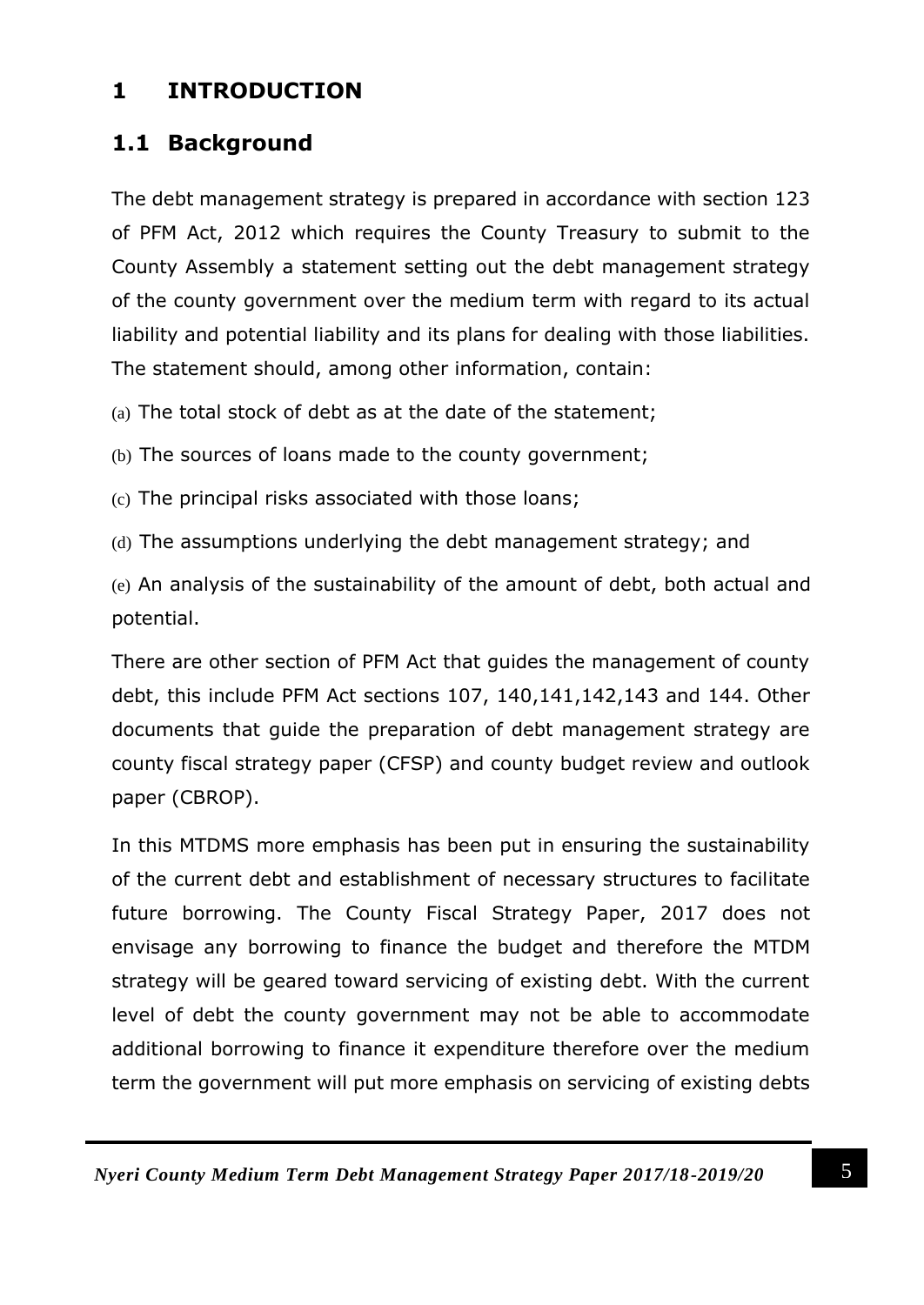# 1 INTRODUCTION

## 1.1 Background

The debt management strategy is prepared in accordance with section 123 of PFM Act, 2012 which requires the County Treasury to submit to the County Assembly a statement setting out the debt management strategy of the county government over the medium term with regard to its actual liability and potential liability and its plans for dealing with those liabilities. The statement should, among other information, contain:

(a) The total stock of debt as at the date of the statement;

(b) The sources of loans made to the county government;

(c) The principal risks associated with those loans;

(d) The assumptions underlying the debt management strategy; and

(e) An analysis of the sustainability of the amount of debt, both actual and potential.

There are other section of PFM Act that guides the management of county debt, this include PFM Act sections 107, 140,141,142,143 and 144. Other documents that guide the preparation of debt management strategy are county fiscal strategy paper (CFSP) and county budget review and outlook paper (CBROP).

In this MTDMS more emphasis has been put in ensuring the sustainability of the current debt and establishment of necessary structures to facilitate future borrowing. The County Fiscal Strategy Paper, 2017 does not envisage any borrowing to finance the budget and therefore the MTDM strategy will be geared toward servicing of existing debt. With the current level of debt the county government may not be able to accommodate additional borrowing to finance it expenditure therefore over the medium term the government will put more emphasis on servicing of existing debts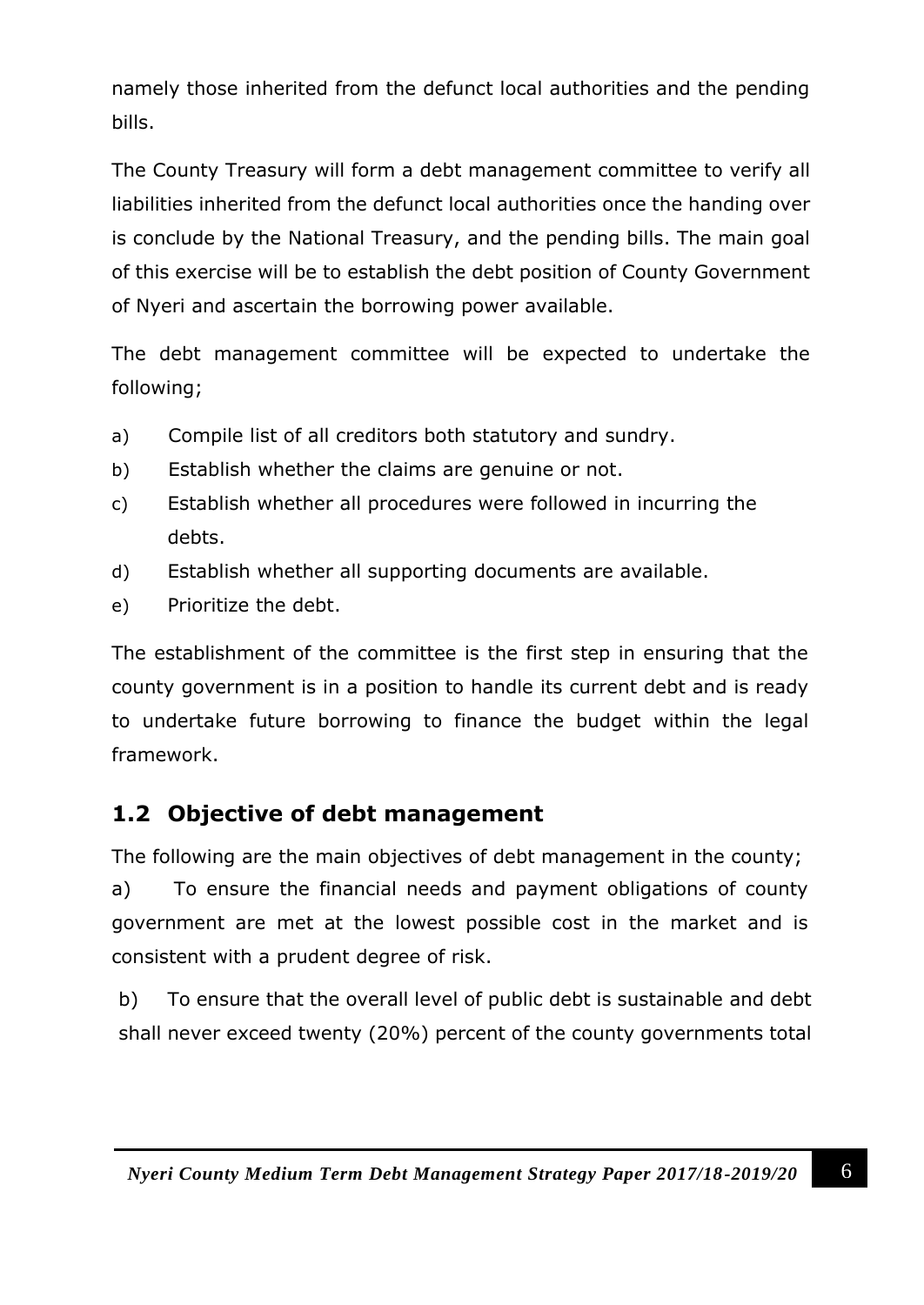namely those inherited from the defunct local authorities and the pending bills.

The County Treasury will form a debt management committee to verify all liabilities inherited from the defunct local authorities once the handing over is conclude by the National Treasury, and the pending bills. The main goal of this exercise will be to establish the debt position of County Government of Nyeri and ascertain the borrowing power available.

The debt management committee will be expected to undertake the following;

a) Compile list of all creditors both statutory and sundry.
b) Establish whether the claims are genuine or not.
c) Establish whether all procedures were followed in incurring the debts.
d) Establish whether all supporting documents are available.
e) Prioritize the debt.

The establishment of the committee is the first step in ensuring that the county government is in a position to handle its current debt and is ready to undertake future borrowing to finance the budget within the legal framework.

## 1.2 Objective of debt management

The following are the main objectives of debt management in the county;

a) To ensure the financial needs and payment obligations of county government are met at the lowest possible cost in the market and is consistent with a prudent degree of risk.

b) To ensure that the overall level of public debt is sustainable and debt shall never exceed twenty (20%) percent of the county governments total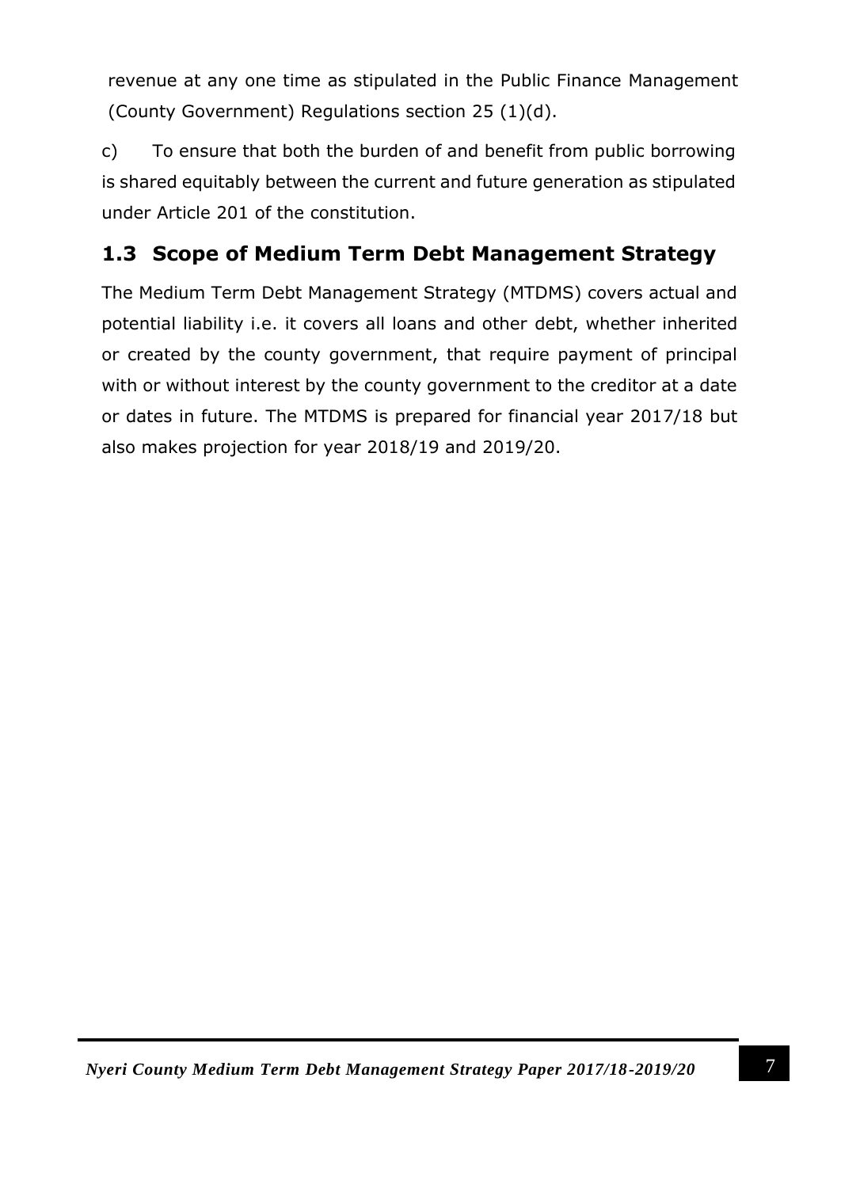revenue at any one time as stipulated in the Public Finance Management (County Government) Regulations section 25 (1)(d).

c) To ensure that both the burden of and benefit from public borrowing is shared equitably between the current and future generation as stipulated under Article 201 of the constitution.

## 1.3 Scope of Medium Term Debt Management Strategy

The Medium Term Debt Management Strategy (MTDMS) covers actual and potential liability i.e. it covers all loans and other debt, whether inherited or created by the county government, that require payment of principal with or without interest by the county government to the creditor at a date or dates in future. The MTDMS is prepared for financial year 2017/18 but also makes projection for year 2018/19 and 2019/20.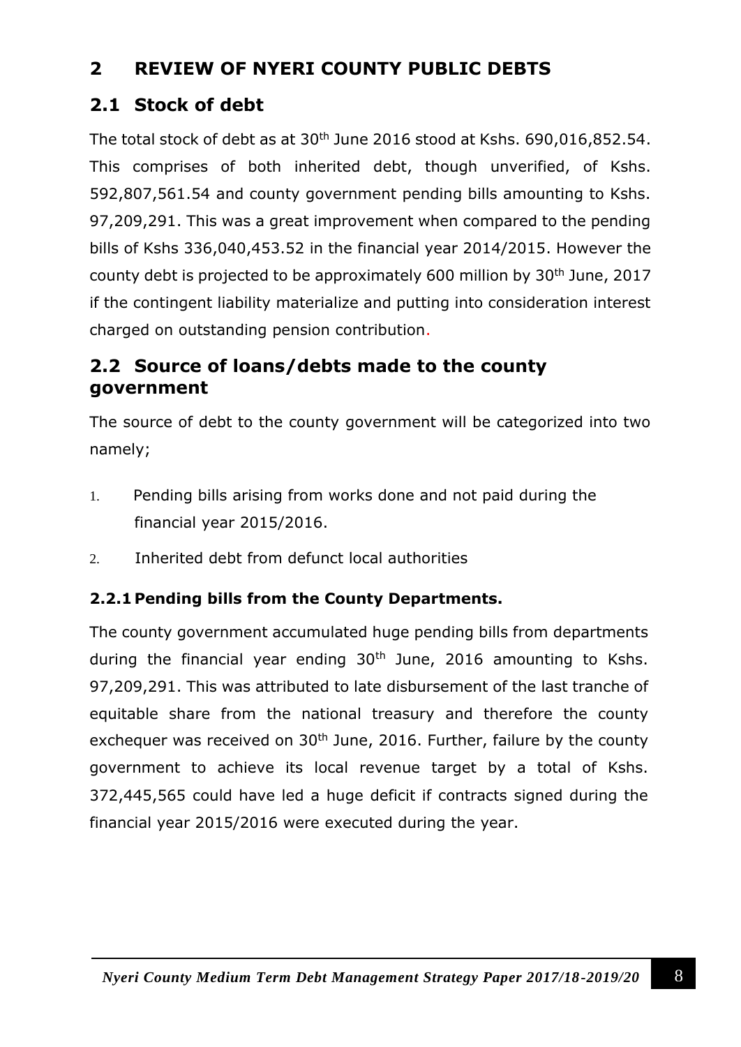# 2 REVIEW OF NYERI COUNTY PUBLIC DEBTS

## 2.1 Stock of debt

The total stock of debt as at 30th June 2016 stood at Kshs. 690,016,852.54. This comprises of both inherited debt, though unverified, of Kshs. 592,807,561.54 and county government pending bills amounting to Kshs. 97,209,291. This was a great improvement when compared to the pending bills of Kshs 336,040,453.52 in the financial year 2014/2015. However the county debt is projected to be approximately 600 million by 30th June, 2017 if the contingent liability materialize and putting into consideration interest charged on outstanding pension contribution.

## 2.2 Source of loans/debts made to the county government

The source of debt to the county government will be categorized into two namely;

1. Pending bills arising from works done and not paid during the financial year 2015/2016.
2. Inherited debt from defunct local authorities

### 2.2.1 Pending bills from the County Departments.

The county government accumulated huge pending bills from departments during the financial year ending 30th June, 2016 amounting to Kshs. 97,209,291. This was attributed to late disbursement of the last tranche of equitable share from the national treasury and therefore the county exchequer was received on 30th June, 2016. Further, failure by the county government to achieve its local revenue target by a total of Kshs. 372,445,565 could have led a huge deficit if contracts signed during the financial year 2015/2016 were executed during the year.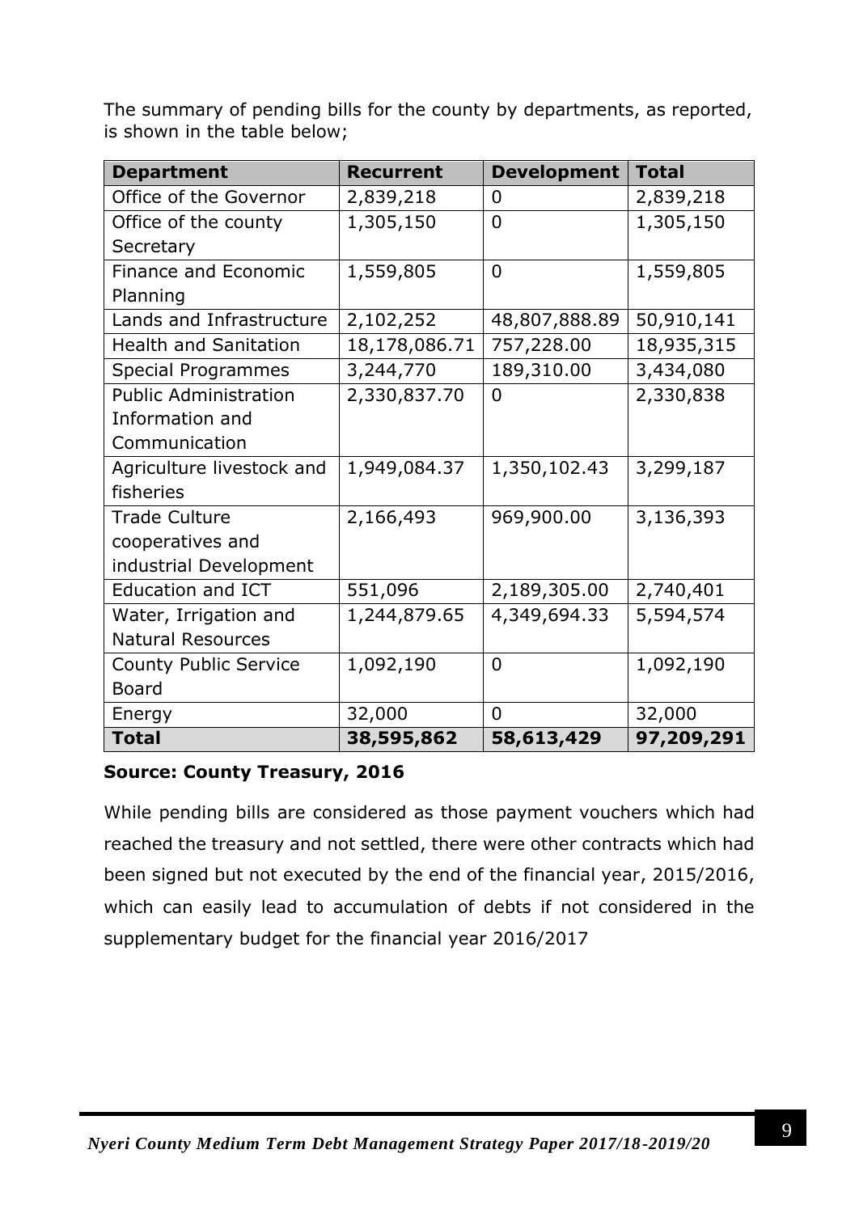The summary of pending bills for the county by departments, as reported, is shown in the table below;

| Department | Recurrent | Development | Total |
|---|---|---|---|
| Office of the Governor | 2,839,218 | 0 | 2,839,218 |
| Office of the county Secretary | 1,305,150 | 0 | 1,305,150 |
| Finance and Economic Planning | 1,559,805 | 0 | 1,559,805 |
| Lands and Infrastructure | 2,102,252 | 48,807,888.89 | 50,910,141 |
| Health and Sanitation | 18,178,086.71 | 757,228.00 | 18,935,315 |
| Special Programmes | 3,244,770 | 189,310.00 | 3,434,080 |
| Public Administration Information and Communication | 2,330,837.70 | 0 | 2,330,838 |
| Agriculture livestock and fisheries | 1,949,084.37 | 1,350,102.43 | 3,299,187 |
| Trade Culture cooperatives and industrial Development | 2,166,493 | 969,900.00 | 3,136,393 |
| Education and ICT | 551,096 | 2,189,305.00 | 2,740,401 |
| Water, Irrigation and Natural Resources | 1,244,879.65 | 4,349,694.33 | 5,594,574 |
| County Public Service Board | 1,092,190 | 0 | 1,092,190 |
| Energy | 32,000 | 0 | 32,000 |
| **Total** | **38,595,862** | **58,613,429** | **97,209,291** |

**Source: County Treasury, 2016**

While pending bills are considered as those payment vouchers which had reached the treasury and not settled, there were other contracts which had been signed but not executed by the end of the financial year, 2015/2016, which can easily lead to accumulation of debts if not considered in the supplementary budget for the financial year 2016/2017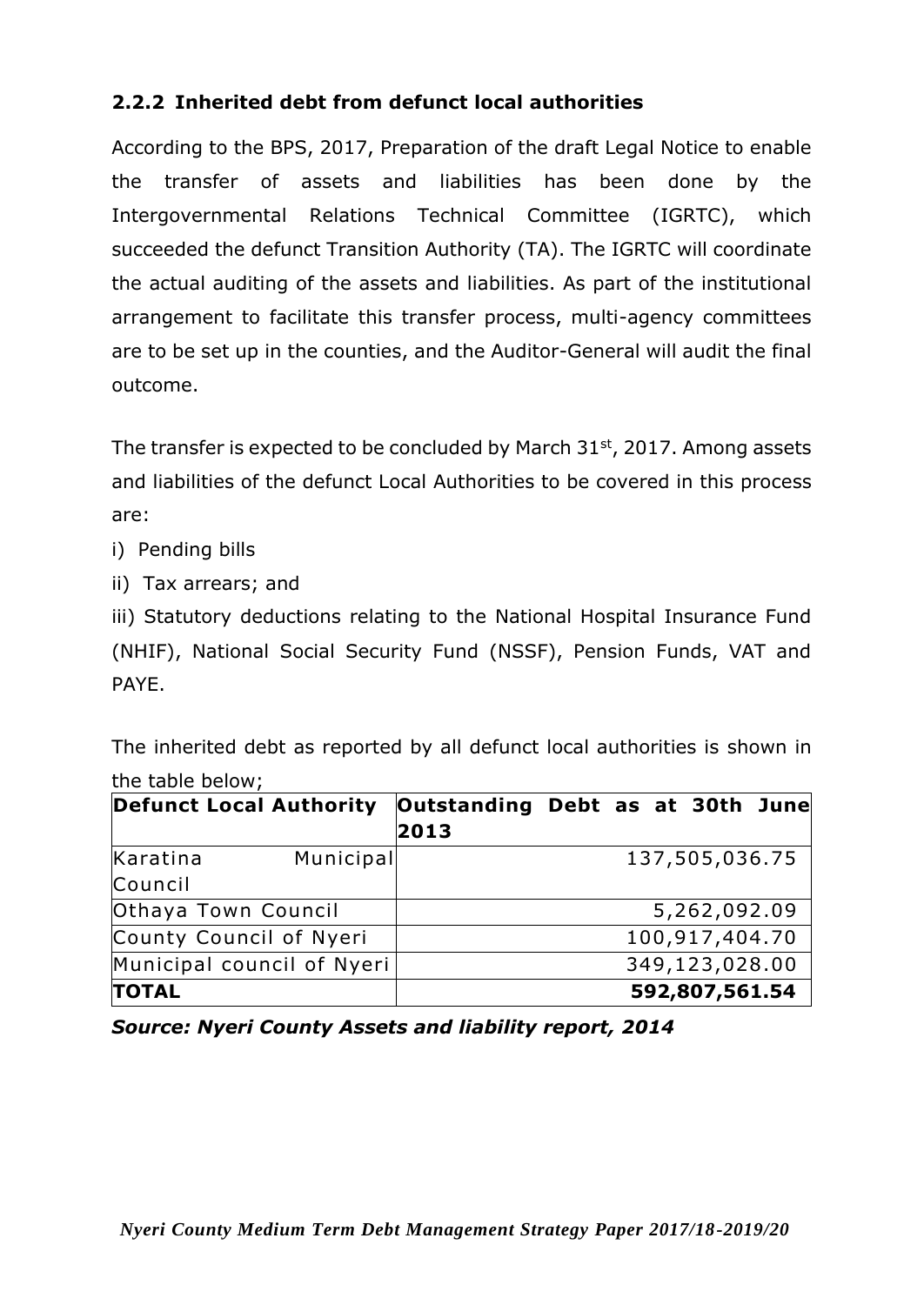### 2.2.2 Inherited debt from defunct local authorities

According to the BPS, 2017, Preparation of the draft Legal Notice to enable the transfer of assets and liabilities has been done by the Intergovernmental Relations Technical Committee (IGRTC), which succeeded the defunct Transition Authority (TA). The IGRTC will coordinate the actual auditing of the assets and liabilities. As part of the institutional arrangement to facilitate this transfer process, multi-agency committees are to be set up in the counties, and the Auditor-General will audit the final outcome.

The transfer is expected to be concluded by March 31st, 2017. Among assets and liabilities of the defunct Local Authorities to be covered in this process are:

i) Pending bills

ii) Tax arrears; and

iii) Statutory deductions relating to the National Hospital Insurance Fund (NHIF), National Social Security Fund (NSSF), Pension Funds, VAT and PAYE.

The inherited debt as reported by all defunct local authorities is shown in the table below;

| **Defunct Local Authority** | **Outstanding Debt as at 30th June 2013** |
|---|---:|
| Karatina Municipal Council | 137,505,036.75 |
| Othaya Town Council | 5,262,092.09 |
| County Council of Nyeri | 100,917,404.70 |
| Municipal council of Nyeri | 349,123,028.00 |
| **TOTAL** | **592,807,561.54** |

***Source: Nyeri County Assets and liability report, 2014***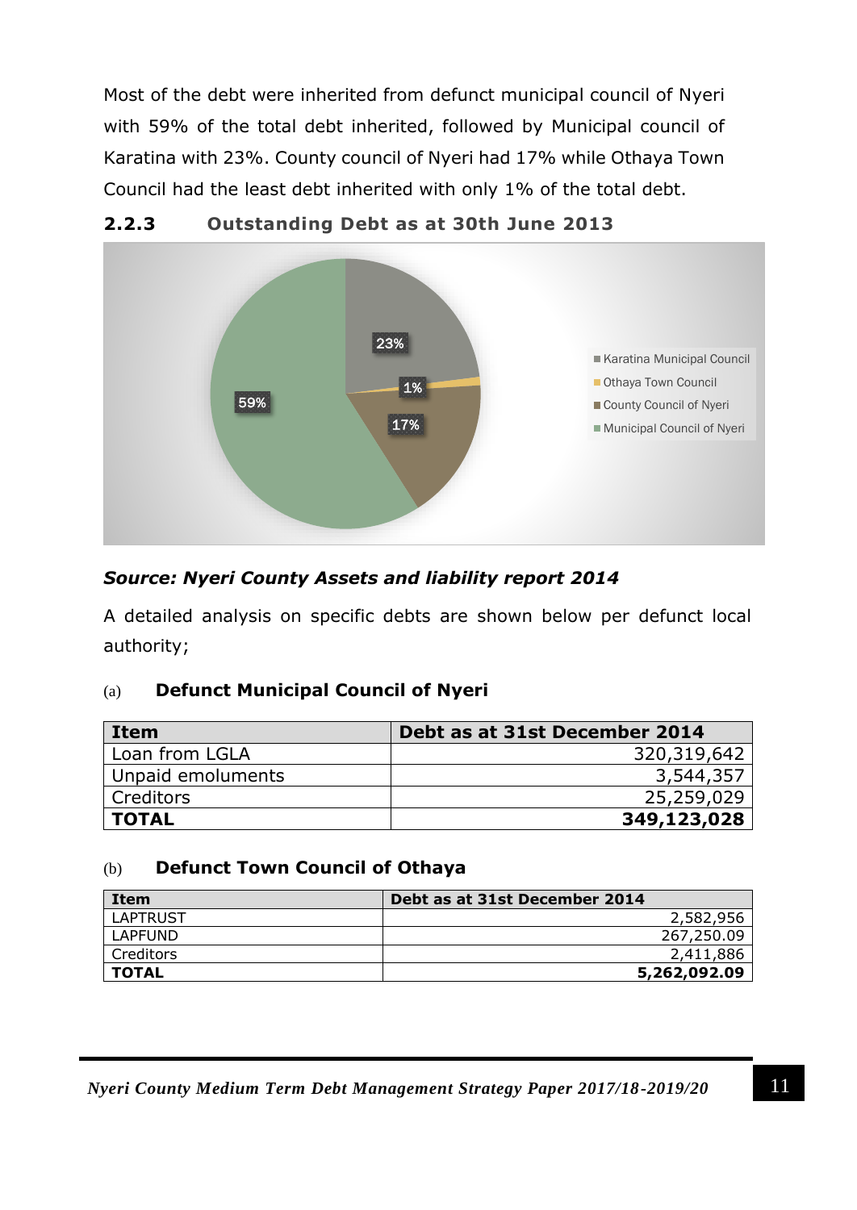Most of the debt were inherited from defunct municipal council of Nyeri with 59% of the total debt inherited, followed by Municipal council of Karatina with 23%. County council of Nyeri had 17% while Othaya Town Council had the least debt inherited with only 1% of the total debt.

### 2.2.3 Outstanding Debt as at 30th June 2013

***Source: Nyeri County Assets and liability report 2014***

A detailed analysis on specific debts are shown below per defunct local authority;

#### (a) Defunct Municipal Council of Nyeri

| Item | Debt as at 31st December 2014 |
|---|---:|
| Loan from LGLA | 320,319,642 |
| Unpaid emoluments | 3,544,357 |
| Creditors | 25,259,029 |
| **TOTAL** | **349,123,028** |

#### (b) Defunct Town Council of Othaya

| Item | Debt as at 31st December 2014 |
|---|---:|
| LAPTRUST | 2,582,956 |
| LAPFUND | 267,250.09 |
| Creditors | 2,411,886 |
| **TOTAL** | **5,262,092.09** |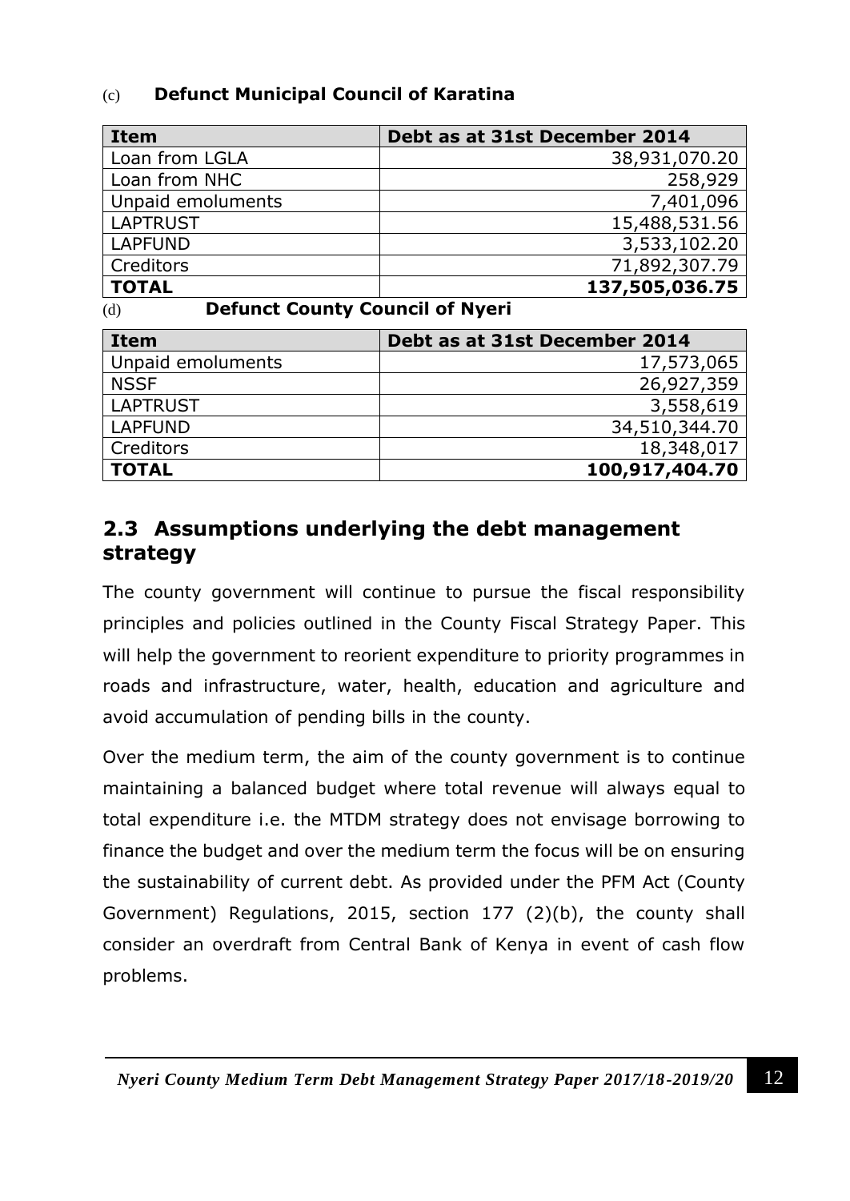(c) **Defunct Municipal Council of Karatina**

| Item | Debt as at 31st December 2014 |
|---|---|
| Loan from LGLA | 38,931,070.20 |
| Loan from NHC | 258,929 |
| Unpaid emoluments | 7,401,096 |
| LAPTRUST | 15,488,531.56 |
| LAPFUND | 3,533,102.20 |
| Creditors | 71,892,307.79 |
| **TOTAL** | **137,505,036.75** |

(d) **Defunct County Council of Nyeri**

| Item | Debt as at 31st December 2014 |
|---|---|
| Unpaid emoluments | 17,573,065 |
| NSSF | 26,927,359 |
| LAPTRUST | 3,558,619 |
| LAPFUND | 34,510,344.70 |
| Creditors | 18,348,017 |
| **TOTAL** | **100,917,404.70** |

## 2.3 Assumptions underlying the debt management strategy

The county government will continue to pursue the fiscal responsibility principles and policies outlined in the County Fiscal Strategy Paper. This will help the government to reorient expenditure to priority programmes in roads and infrastructure, water, health, education and agriculture and avoid accumulation of pending bills in the county.

Over the medium term, the aim of the county government is to continue maintaining a balanced budget where total revenue will always equal to total expenditure i.e. the MTDM strategy does not envisage borrowing to finance the budget and over the medium term the focus will be on ensuring the sustainability of current debt. As provided under the PFM Act (County Government) Regulations, 2015, section 177 (2)(b), the county shall consider an overdraft from Central Bank of Kenya in event of cash flow problems.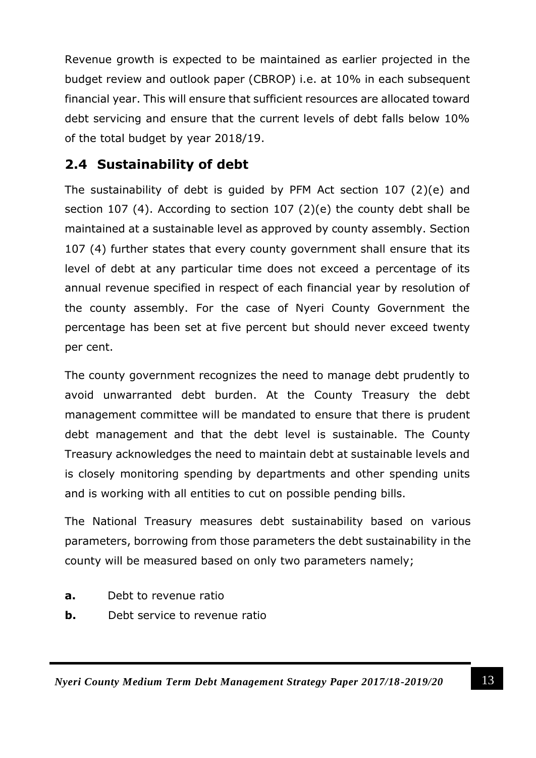Revenue growth is expected to be maintained as earlier projected in the budget review and outlook paper (CBROP) i.e. at 10% in each subsequent financial year. This will ensure that sufficient resources are allocated toward debt servicing and ensure that the current levels of debt falls below 10% of the total budget by year 2018/19.

## 2.4 Sustainability of debt

The sustainability of debt is guided by PFM Act section 107 (2)(e) and section 107 (4). According to section 107 (2)(e) the county debt shall be maintained at a sustainable level as approved by county assembly. Section 107 (4) further states that every county government shall ensure that its level of debt at any particular time does not exceed a percentage of its annual revenue specified in respect of each financial year by resolution of the county assembly. For the case of Nyeri County Government the percentage has been set at five percent but should never exceed twenty per cent.

The county government recognizes the need to manage debt prudently to avoid unwarranted debt burden. At the County Treasury the debt management committee will be mandated to ensure that there is prudent debt management and that the debt level is sustainable. The County Treasury acknowledges the need to maintain debt at sustainable levels and is closely monitoring spending by departments and other spending units and is working with all entities to cut on possible pending bills.

The National Treasury measures debt sustainability based on various parameters, borrowing from those parameters the debt sustainability in the county will be measured based on only two parameters namely;

**a.** Debt to revenue ratio

**b.** Debt service to revenue ratio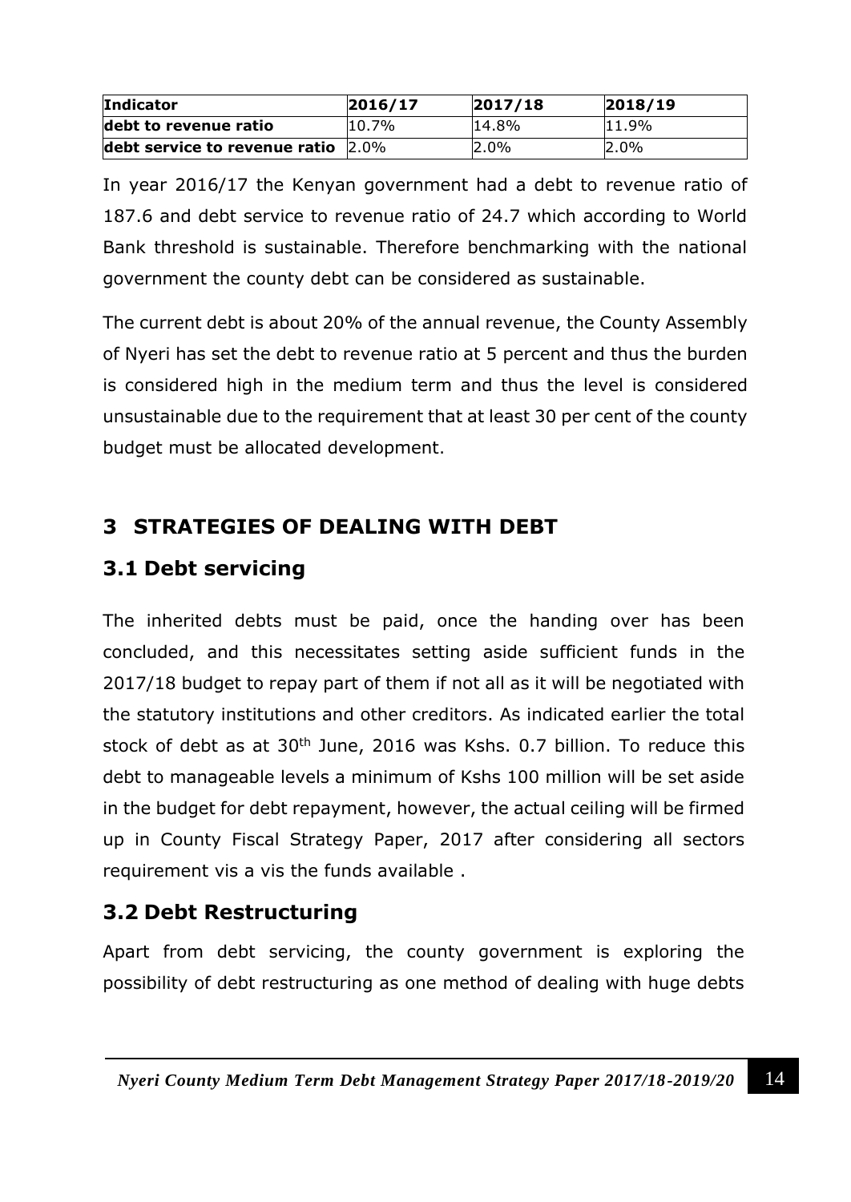| Indicator | 2016/17 | 2017/18 | 2018/19 |
|---|---|---|---|
| **debt to revenue ratio** | 10.7% | 14.8% | 11.9% |
| **debt service to revenue ratio** | 2.0% | 2.0% | 2.0% |

In year 2016/17 the Kenyan government had a debt to revenue ratio of 187.6 and debt service to revenue ratio of 24.7 which according to World Bank threshold is sustainable. Therefore benchmarking with the national government the county debt can be considered as sustainable.

The current debt is about 20% of the annual revenue, the County Assembly of Nyeri has set the debt to revenue ratio at 5 percent and thus the burden is considered high in the medium term and thus the level is considered unsustainable due to the requirement that at least 30 per cent of the county budget must be allocated development.

# 3 STRATEGIES OF DEALING WITH DEBT

## 3.1 Debt servicing

The inherited debts must be paid, once the handing over has been concluded, and this necessitates setting aside sufficient funds in the 2017/18 budget to repay part of them if not all as it will be negotiated with the statutory institutions and other creditors. As indicated earlier the total stock of debt as at 30th June, 2016 was Kshs. 0.7 billion. To reduce this debt to manageable levels a minimum of Kshs 100 million will be set aside in the budget for debt repayment, however, the actual ceiling will be firmed up in County Fiscal Strategy Paper, 2017 after considering all sectors requirement vis a vis the funds available .

## 3.2 Debt Restructuring

Apart from debt servicing, the county government is exploring the possibility of debt restructuring as one method of dealing with huge debts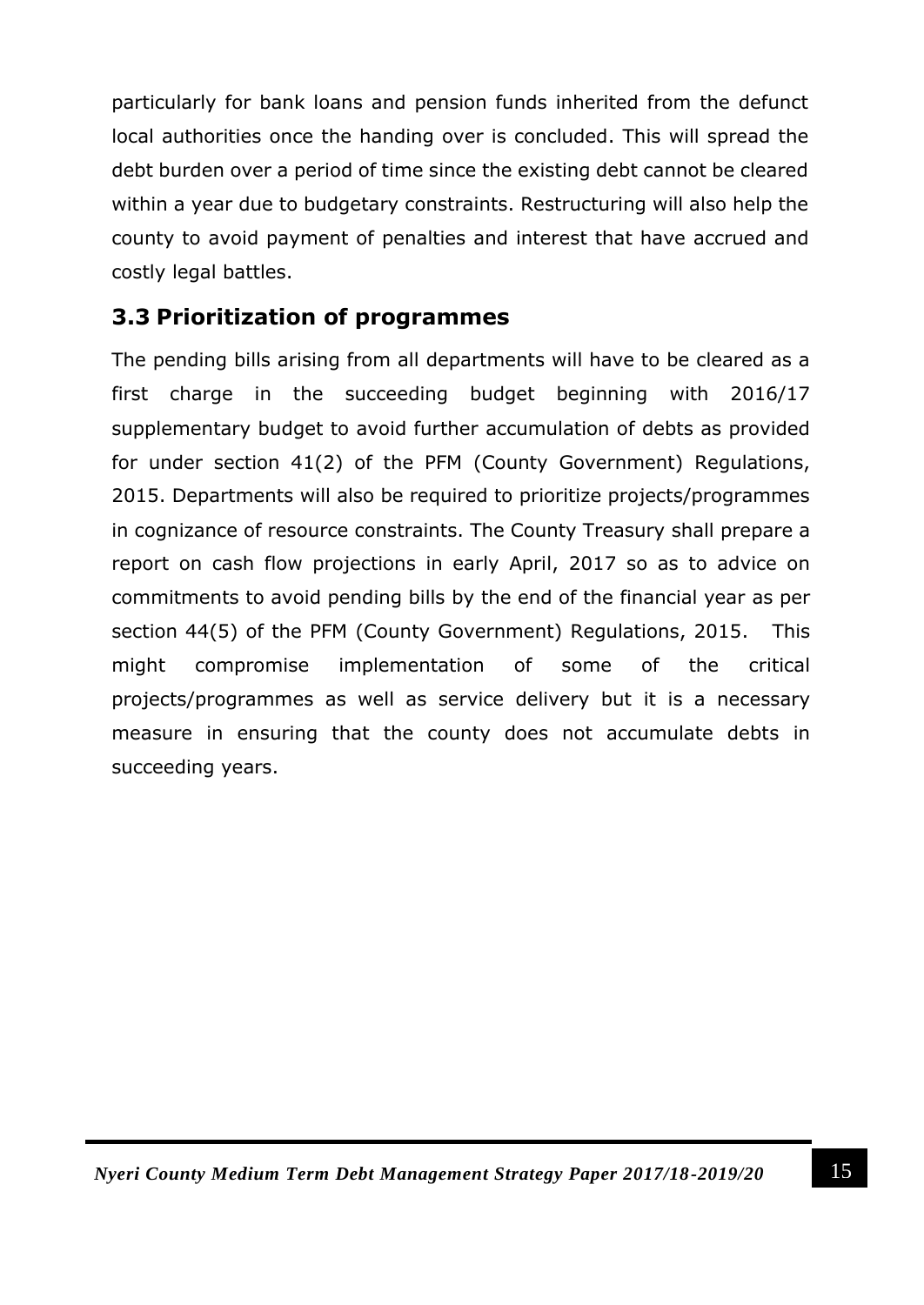particularly for bank loans and pension funds inherited from the defunct local authorities once the handing over is concluded. This will spread the debt burden over a period of time since the existing debt cannot be cleared within a year due to budgetary constraints. Restructuring will also help the county to avoid payment of penalties and interest that have accrued and costly legal battles.

## 3.3 Prioritization of programmes

The pending bills arising from all departments will have to be cleared as a first charge in the succeeding budget beginning with 2016/17 supplementary budget to avoid further accumulation of debts as provided for under section 41(2) of the PFM (County Government) Regulations, 2015. Departments will also be required to prioritize projects/programmes in cognizance of resource constraints. The County Treasury shall prepare a report on cash flow projections in early April, 2017 so as to advice on commitments to avoid pending bills by the end of the financial year as per section 44(5) of the PFM (County Government) Regulations, 2015. This might compromise implementation of some of the critical projects/programmes as well as service delivery but it is a necessary measure in ensuring that the county does not accumulate debts in succeeding years.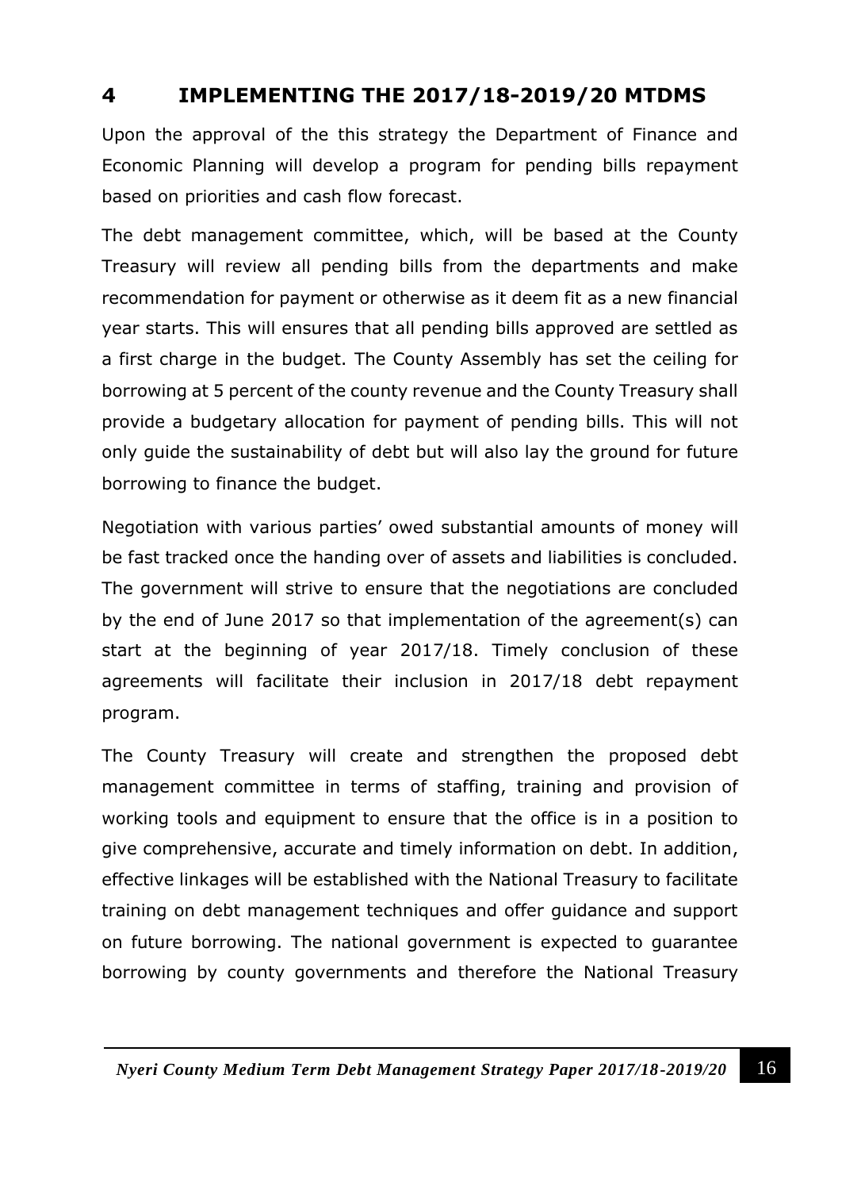# 4 IMPLEMENTING THE 2017/18-2019/20 MTDMS

Upon the approval of the this strategy the Department of Finance and Economic Planning will develop a program for pending bills repayment based on priorities and cash flow forecast.

The debt management committee, which, will be based at the County Treasury will review all pending bills from the departments and make recommendation for payment or otherwise as it deem fit as a new financial year starts. This will ensures that all pending bills approved are settled as a first charge in the budget. The County Assembly has set the ceiling for borrowing at 5 percent of the county revenue and the County Treasury shall provide a budgetary allocation for payment of pending bills. This will not only guide the sustainability of debt but will also lay the ground for future borrowing to finance the budget.

Negotiation with various parties' owed substantial amounts of money will be fast tracked once the handing over of assets and liabilities is concluded. The government will strive to ensure that the negotiations are concluded by the end of June 2017 so that implementation of the agreement(s) can start at the beginning of year 2017/18. Timely conclusion of these agreements will facilitate their inclusion in 2017/18 debt repayment program.

The County Treasury will create and strengthen the proposed debt management committee in terms of staffing, training and provision of working tools and equipment to ensure that the office is in a position to give comprehensive, accurate and timely information on debt. In addition, effective linkages will be established with the National Treasury to facilitate training on debt management techniques and offer guidance and support on future borrowing. The national government is expected to guarantee borrowing by county governments and therefore the National Treasury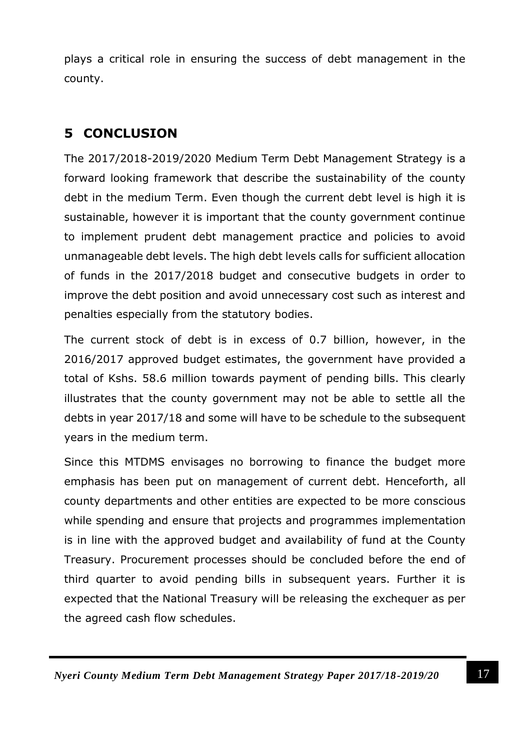plays a critical role in ensuring the success of debt management in the county.

# 5 CONCLUSION

The 2017/2018-2019/2020 Medium Term Debt Management Strategy is a forward looking framework that describe the sustainability of the county debt in the medium Term. Even though the current debt level is high it is sustainable, however it is important that the county government continue to implement prudent debt management practice and policies to avoid unmanageable debt levels. The high debt levels calls for sufficient allocation of funds in the 2017/2018 budget and consecutive budgets in order to improve the debt position and avoid unnecessary cost such as interest and penalties especially from the statutory bodies.

The current stock of debt is in excess of 0.7 billion, however, in the 2016/2017 approved budget estimates, the government have provided a total of Kshs. 58.6 million towards payment of pending bills. This clearly illustrates that the county government may not be able to settle all the debts in year 2017/18 and some will have to be schedule to the subsequent years in the medium term.

Since this MTDMS envisages no borrowing to finance the budget more emphasis has been put on management of current debt. Henceforth, all county departments and other entities are expected to be more conscious while spending and ensure that projects and programmes implementation is in line with the approved budget and availability of fund at the County Treasury. Procurement processes should be concluded before the end of third quarter to avoid pending bills in subsequent years. Further it is expected that the National Treasury will be releasing the exchequer as per the agreed cash flow schedules.